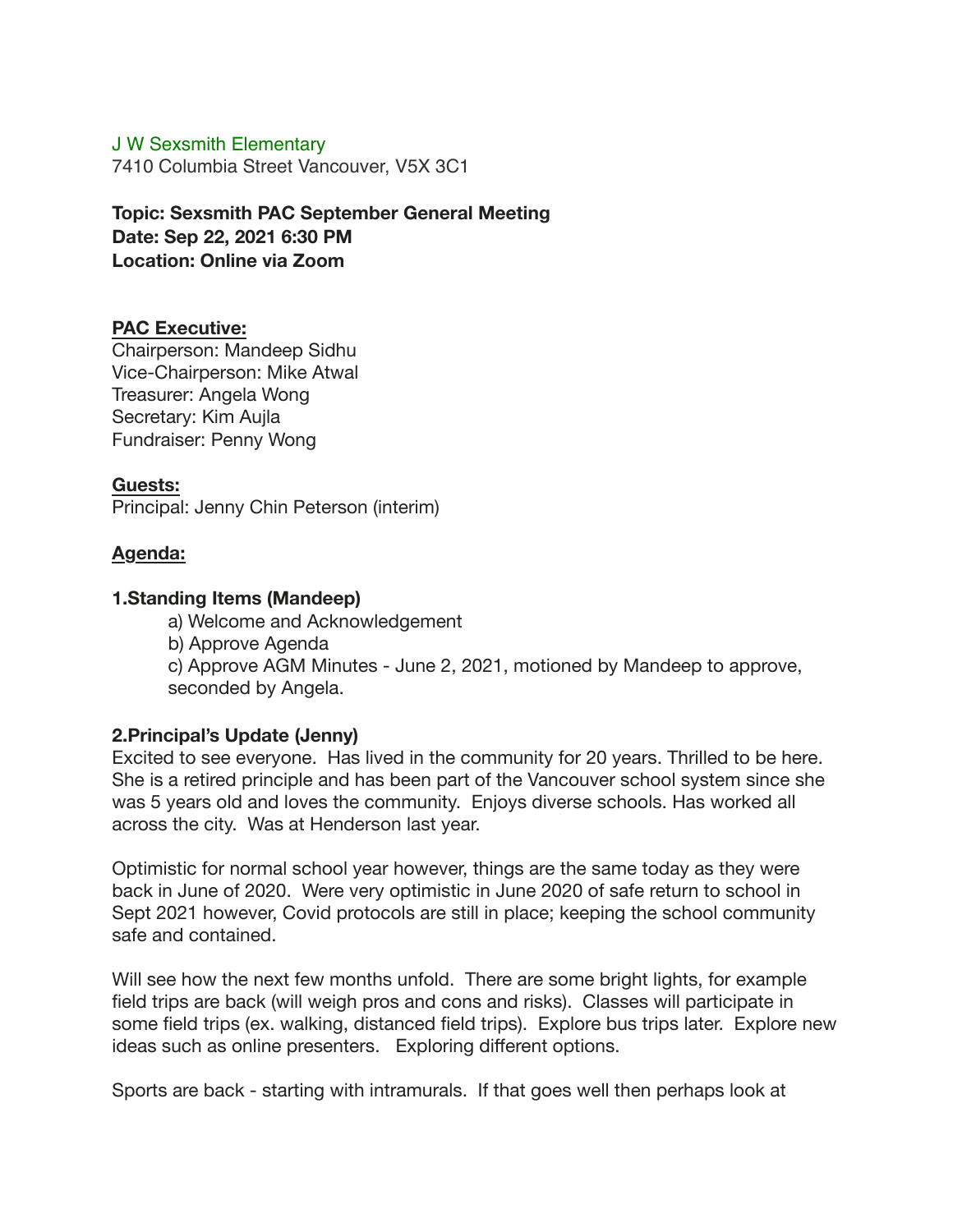J W Sexsmith Elementary
7410 Columbia Street Vancouver, V5X 3C1

**Topic: Sexsmith PAC September General Meeting**
**Date: Sep 22, 2021 6:30 PM**
**Location: Online via Zoom**

**PAC Executive:**
Chairperson: Mandeep Sidhu
Vice-Chairperson: Mike Atwal
Treasurer: Angela Wong
Secretary: Kim Aujla
Fundraiser: Penny Wong

**Guests:**
Principal: Jenny Chin Peterson (interim)

**Agenda:**

**1.Standing Items (Mandeep)**

a) Welcome and Acknowledgement
b) Approve Agenda
c) Approve AGM Minutes - June 2, 2021, motioned by Mandeep to approve, seconded by Angela.

**2.Principal's Update (Jenny)**

Excited to see everyone. Has lived in the community for 20 years. Thrilled to be here. She is a retired principle and has been part of the Vancouver school system since she was 5 years old and loves the community. Enjoys diverse schools. Has worked all across the city. Was at Henderson last year.

Optimistic for normal school year however, things are the same today as they were back in June of 2020. Were very optimistic in June 2020 of safe return to school in Sept 2021 however, Covid protocols are still in place; keeping the school community safe and contained.

Will see how the next few months unfold. There are some bright lights, for example field trips are back (will weigh pros and cons and risks). Classes will participate in some field trips (ex. walking, distanced field trips). Explore bus trips later. Explore new ideas such as online presenters. Exploring different options.

Sports are back - starting with intramurals. If that goes well then perhaps look at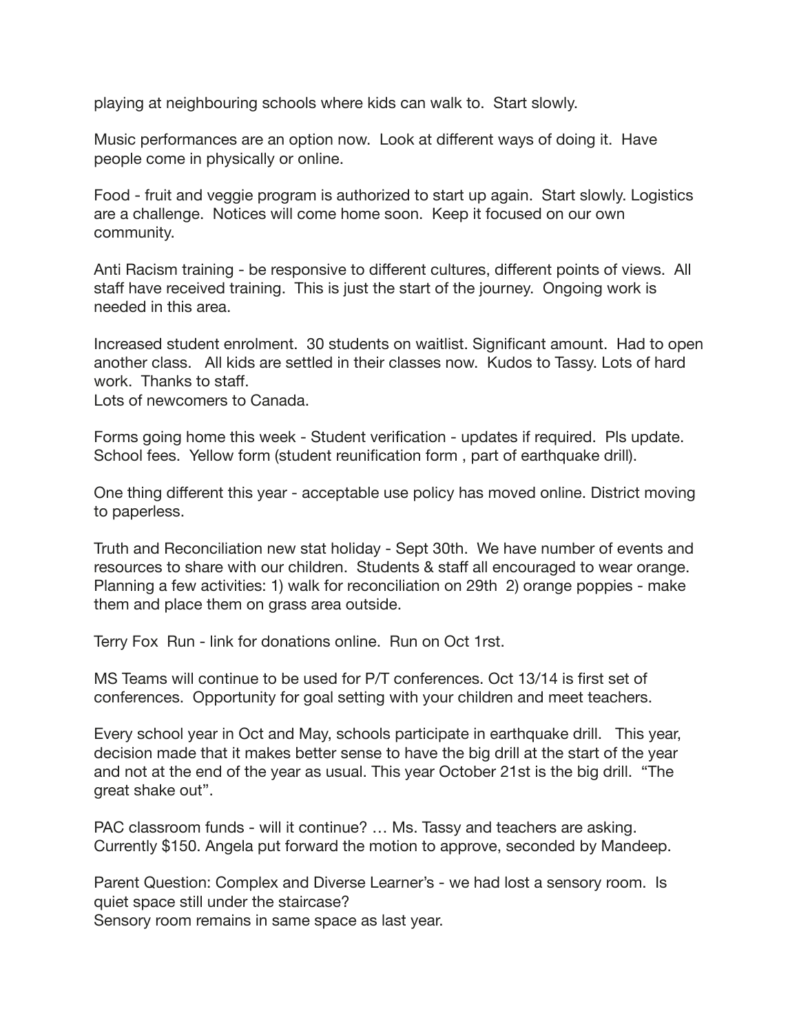playing at neighbouring schools where kids can walk to.  Start slowly.

Music performances are an option now.  Look at different ways of doing it.  Have people come in physically or online.

Food - fruit and veggie program is authorized to start up again.  Start slowly. Logistics are a challenge.  Notices will come home soon.  Keep it focused on our own community.

Anti Racism training - be responsive to different cultures, different points of views.  All staff have received training.  This is just the start of the journey.  Ongoing work is needed in this area.

Increased student enrolment.  30 students on waitlist. Significant amount.  Had to open another class.   All kids are settled in their classes now.  Kudos to Tassy. Lots of hard work.  Thanks to staff.
Lots of newcomers to Canada.

Forms going home this week - Student verification - updates if required.  Pls update. School fees.  Yellow form (student reunification form , part of earthquake drill).

One thing different this year - acceptable use policy has moved online. District moving to paperless.

Truth and Reconciliation new stat holiday - Sept 30th.  We have number of events and resources to share with our children.  Students & staff all encouraged to wear orange. Planning a few activities: 1) walk for reconciliation on 29th  2) orange poppies - make them and place them on grass area outside.

Terry Fox  Run - link for donations online.  Run on Oct 1rst.

MS Teams will continue to be used for P/T conferences. Oct 13/14 is first set of conferences.  Opportunity for goal setting with your children and meet teachers.

Every school year in Oct and May, schools participate in earthquake drill.   This year, decision made that it makes better sense to have the big drill at the start of the year and not at the end of the year as usual. This year October 21st is the big drill.  "The great shake out".

PAC classroom funds - will it continue? … Ms. Tassy and teachers are asking. Currently $150. Angela put forward the motion to approve, seconded by Mandeep.

Parent Question: Complex and Diverse Learner's - we had lost a sensory room.  Is quiet space still under the staircase?
Sensory room remains in same space as last year.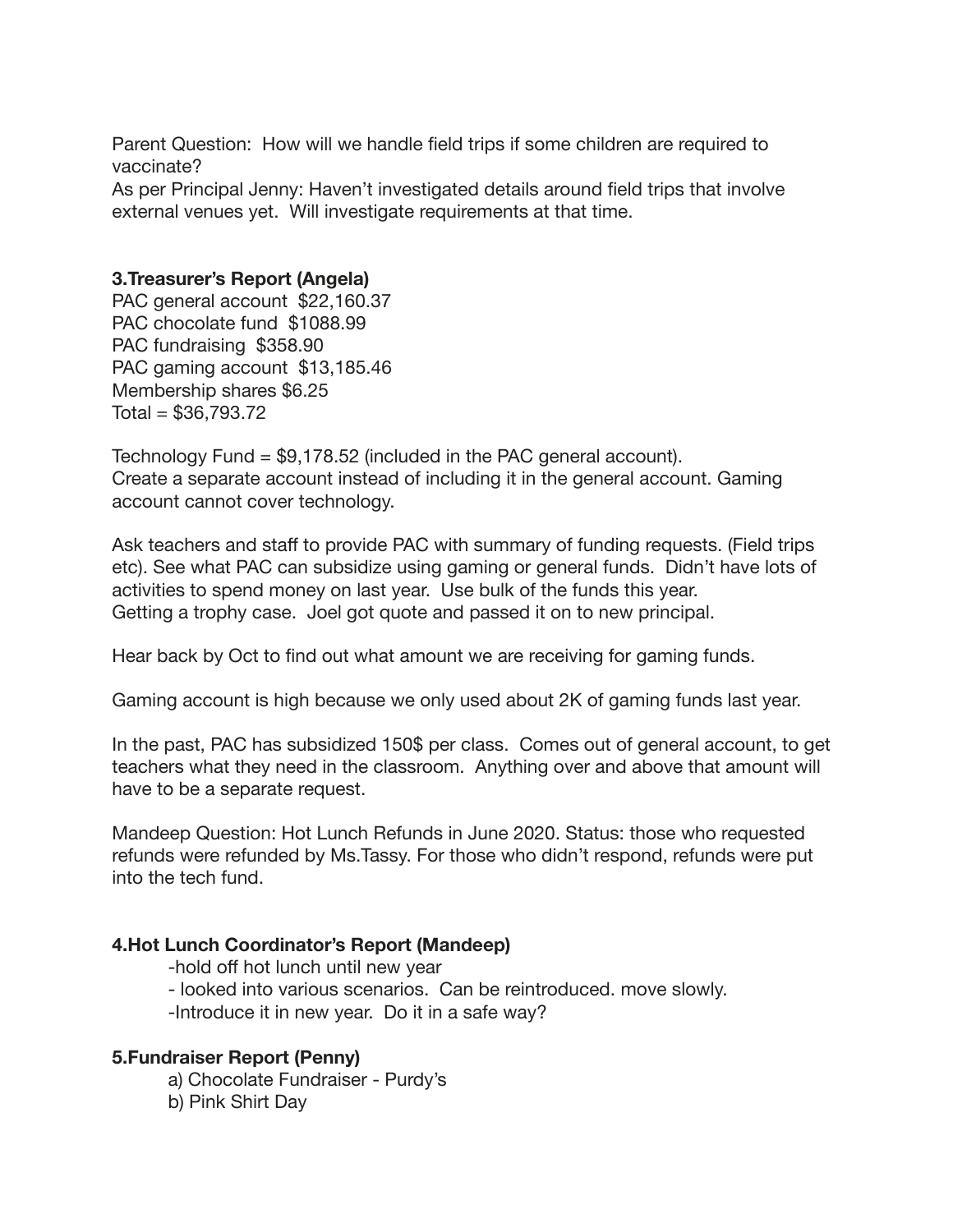Parent Question: How will we handle field trips if some children are required to vaccinate?
As per Principal Jenny: Haven't investigated details around field trips that involve external venues yet. Will investigate requirements at that time.

### 3.Treasurer's Report (Angela)

PAC general account $22,160.37
PAC chocolate fund $1088.99
PAC fundraising $358.90
PAC gaming account $13,185.46
Membership shares $6.25
Total = $36,793.72

Technology Fund = $9,178.52 (included in the PAC general account).
Create a separate account instead of including it in the general account. Gaming account cannot cover technology.

Ask teachers and staff to provide PAC with summary of funding requests. (Field trips etc). See what PAC can subsidize using gaming or general funds. Didn't have lots of activities to spend money on last year. Use bulk of the funds this year.
Getting a trophy case. Joel got quote and passed it on to new principal.

Hear back by Oct to find out what amount we are receiving for gaming funds.

Gaming account is high because we only used about 2K of gaming funds last year.

In the past, PAC has subsidized 150$ per class. Comes out of general account, to get teachers what they need in the classroom. Anything over and above that amount will have to be a separate request.

Mandeep Question: Hot Lunch Refunds in June 2020. Status: those who requested refunds were refunded by Ms.Tassy. For those who didn't respond, refunds were put into the tech fund.

### 4.Hot Lunch Coordinator's Report (Mandeep)

- hold off hot lunch until new year
- looked into various scenarios. Can be reintroduced. move slowly.
- Introduce it in new year. Do it in a safe way?

### 5.Fundraiser Report (Penny)

a) Chocolate Fundraiser - Purdy's
b) Pink Shirt Day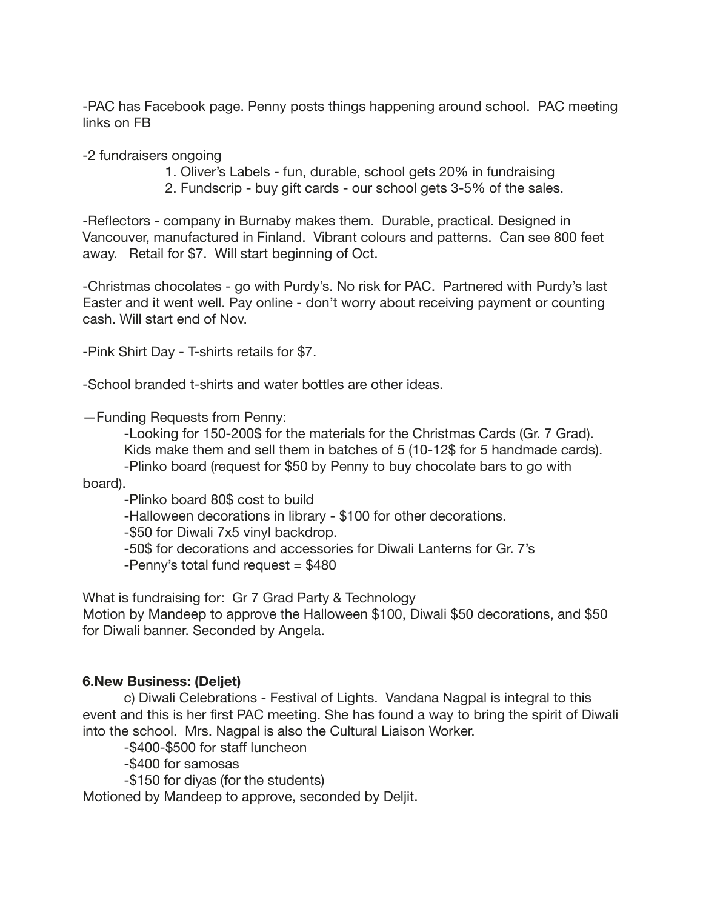-PAC has Facebook page. Penny posts things happening around school. PAC meeting links on FB

-2 fundraisers ongoing

1. Oliver's Labels - fun, durable, school gets 20% in fundraising
2. Fundscrip - buy gift cards - our school gets 3-5% of the sales.

-Reflectors - company in Burnaby makes them. Durable, practical. Designed in Vancouver, manufactured in Finland. Vibrant colours and patterns. Can see 800 feet away. Retail for $7. Will start beginning of Oct.

-Christmas chocolates - go with Purdy's. No risk for PAC. Partnered with Purdy's last Easter and it went well. Pay online - don't worry about receiving payment or counting cash. Will start end of Nov.

-Pink Shirt Day - T-shirts retails for $7.

-School branded t-shirts and water bottles are other ideas.

—Funding Requests from Penny:

-Looking for 150-200$ for the materials for the Christmas Cards (Gr. 7 Grad). Kids make them and sell them in batches of 5 (10-12$ for 5 handmade cards).

-Plinko board (request for $50 by Penny to buy chocolate bars to go with board).

-Plinko board 80$ cost to build

-Halloween decorations in library - $100 for other decorations.

-$50 for Diwali 7x5 vinyl backdrop.

-50$ for decorations and accessories for Diwali Lanterns for Gr. 7's

-Penny's total fund request = $480

What is fundraising for: Gr 7 Grad Party & Technology
Motion by Mandeep to approve the Halloween $100, Diwali $50 decorations, and $50 for Diwali banner. Seconded by Angela.

**6.New Business: (Deljet)**

c) Diwali Celebrations - Festival of Lights. Vandana Nagpal is integral to this event and this is her first PAC meeting. She has found a way to bring the spirit of Diwali into the school. Mrs. Nagpal is also the Cultural Liaison Worker.

-$400-$500 for staff luncheon

-$400 for samosas

-$150 for diyas (for the students)

Motioned by Mandeep to approve, seconded by Deljit.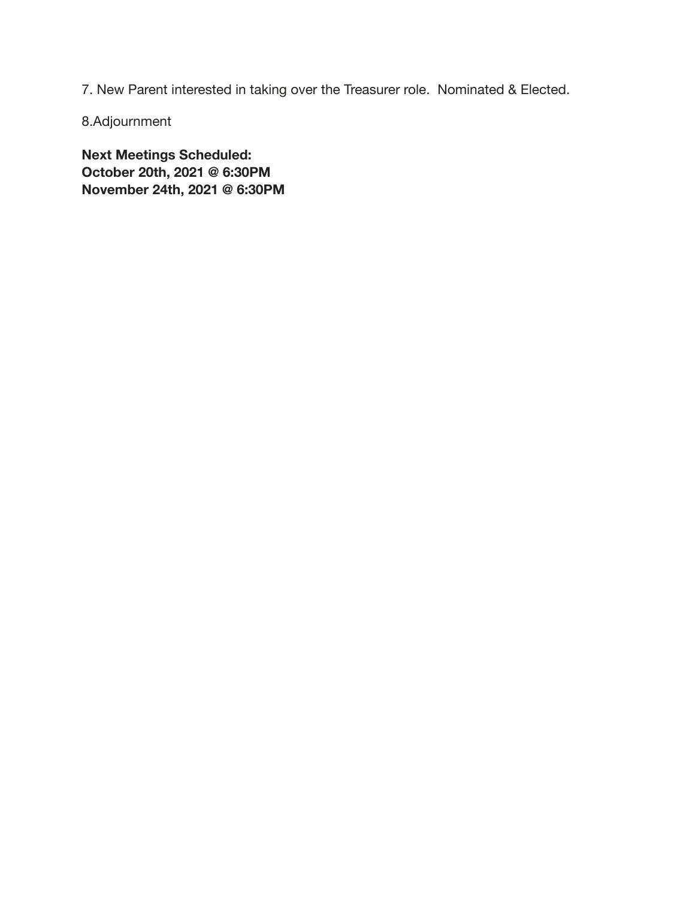7. New Parent interested in taking over the Treasurer role.  Nominated & Elected.

8.Adjournment

**Next Meetings Scheduled:**
**October 20th, 2021 @ 6:30PM**
**November 24th, 2021 @ 6:30PM**